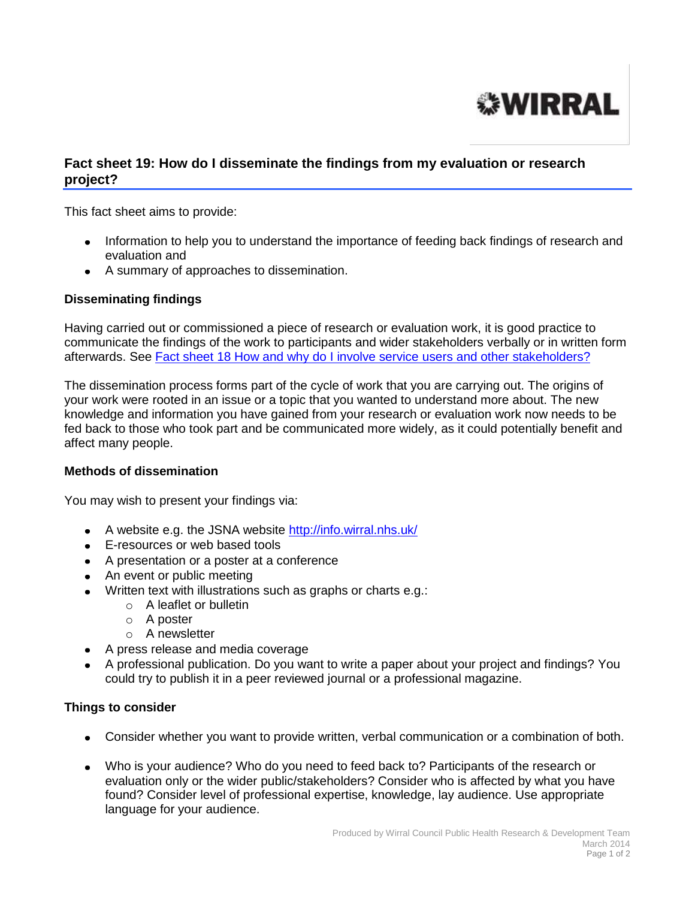WIRRAL

## Fact sheet 19: How do I disseminate the findings from my evaluation or research project?

This fact sheet aims to provide:

- Information to help you to understand the importance of feeding back findings of research and evaluation and
- A summary of approaches to dissemination.

### Disseminating findings

Having carried out or commissioned a piece of research or evaluation work, it is good practice to communicate the findings of the work to participants and wider stakeholders verbally or in written form afterwards. See [Fact sheet 18 How and why do I involve service users and other stakeholders?]

The dissemination process forms part of the cycle of work that you are carrying out. The origins of your work were rooted in an issue or a topic that you wanted to understand more about. The new knowledge and information you have gained from your research or evaluation work now needs to be fed back to those who took part and be communicated more widely, as it could potentially benefit and affect many people.

### Methods of dissemination

You may wish to present your findings via:

- A website e.g. the JSNA website http://info.wirral.nhs.uk/
- E-resources or web based tools
- A presentation or a poster at a conference
- An event or public meeting
- Written text with illustrations such as graphs or charts e.g.:
  - A leaflet or bulletin
  - A poster
  - A newsletter
- A press release and media coverage
- A professional publication. Do you want to write a paper about your project and findings? You could try to publish it in a peer reviewed journal or a professional magazine.

### Things to consider

- Consider whether you want to provide written, verbal communication or a combination of both.
- Who is your audience? Who do you need to feed back to? Participants of the research or evaluation only or the wider public/stakeholders? Consider who is affected by what you have found? Consider level of professional expertise, knowledge, lay audience. Use appropriate language for your audience.

Produced by Wirral Council Public Health Research & Development Team
March 2014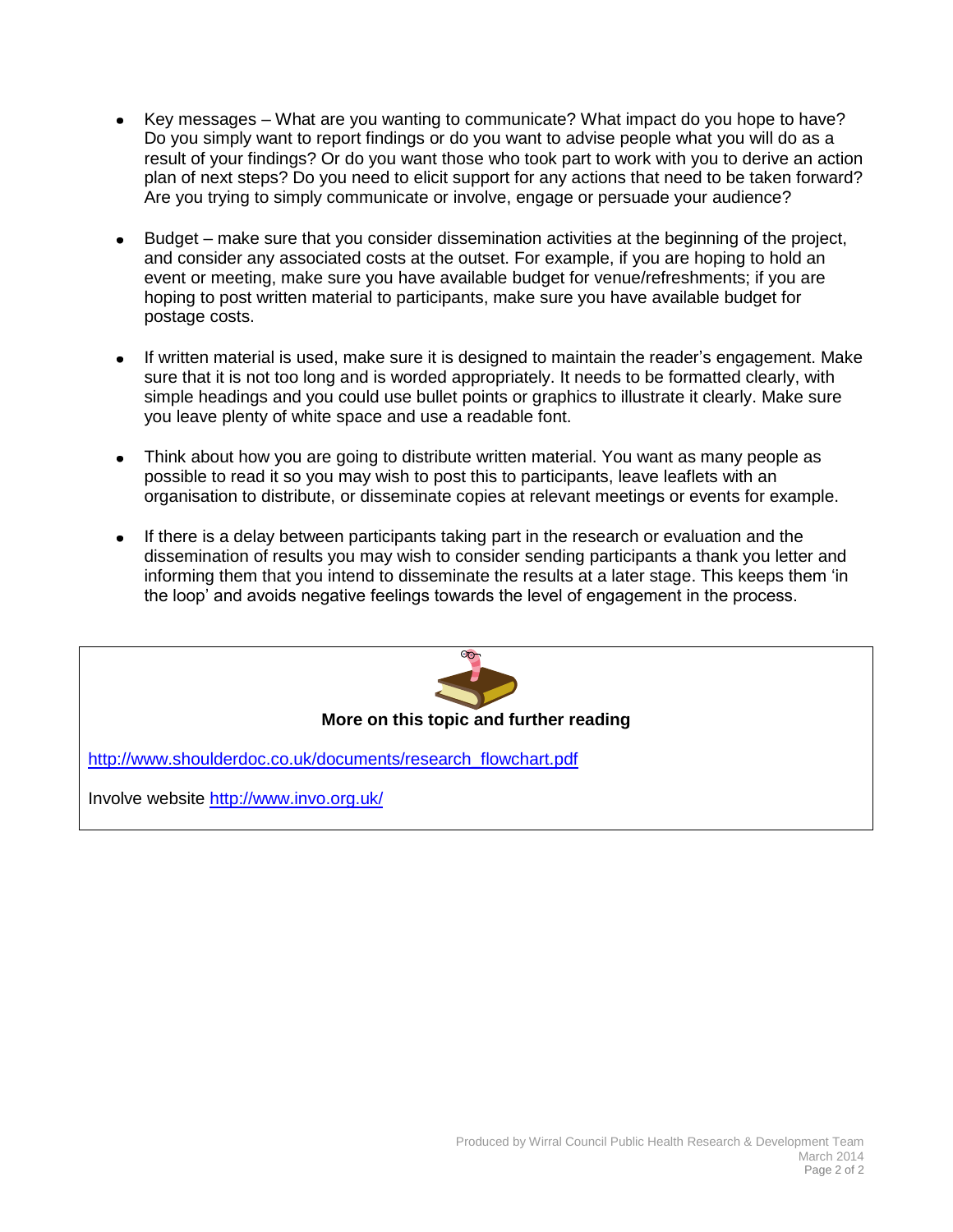- Key messages – What are you wanting to communicate? What impact do you hope to have? Do you simply want to report findings or do you want to advise people what you will do as a result of your findings? Or do you want those who took part to work with you to derive an action plan of next steps? Do you need to elicit support for any actions that need to be taken forward? Are you trying to simply communicate or involve, engage or persuade your audience?

- Budget – make sure that you consider dissemination activities at the beginning of the project, and consider any associated costs at the outset. For example, if you are hoping to hold an event or meeting, make sure you have available budget for venue/refreshments; if you are hoping to post written material to participants, make sure you have available budget for postage costs.

- If written material is used, make sure it is designed to maintain the reader's engagement. Make sure that it is not too long and is worded appropriately. It needs to be formatted clearly, with simple headings and you could use bullet points or graphics to illustrate it clearly. Make sure you leave plenty of white space and use a readable font.

- Think about how you are going to distribute written material. You want as many people as possible to read it so you may wish to post this to participants, leave leaflets with an organisation to distribute, or disseminate copies at relevant meetings or events for example.

- If there is a delay between participants taking part in the research or evaluation and the dissemination of results you may wish to consider sending participants a thank you letter and informing them that you intend to disseminate the results at a later stage. This keeps them 'in the loop' and avoids negative feelings towards the level of engagement in the process.

**More on this topic and further reading**

http://www.shoulderdoc.co.uk/documents/research_flowchart.pdf

Involve website http://www.invo.org.uk/

Produced by Wirral Council Public Health Research & Development Team
March 2014